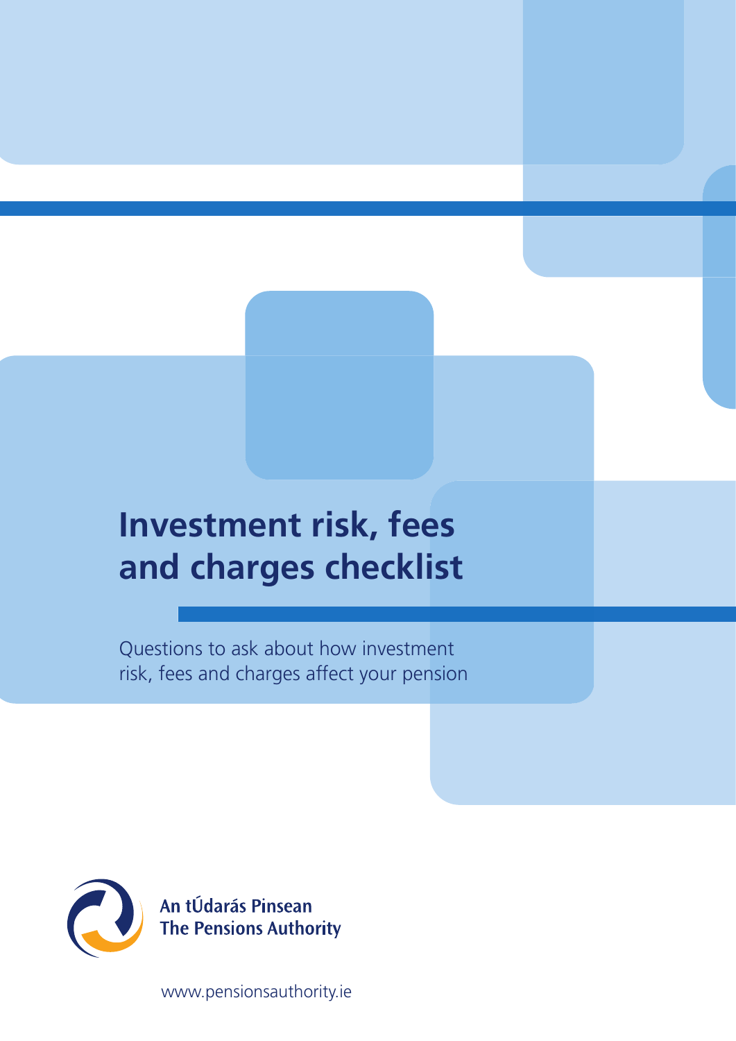# Investment risk, fees and charges checklist

Questions to ask about how investment risk, fees and charges affect your pension

An tÚdarás Pinsean
The Pensions Authority

www.pensionsauthority.ie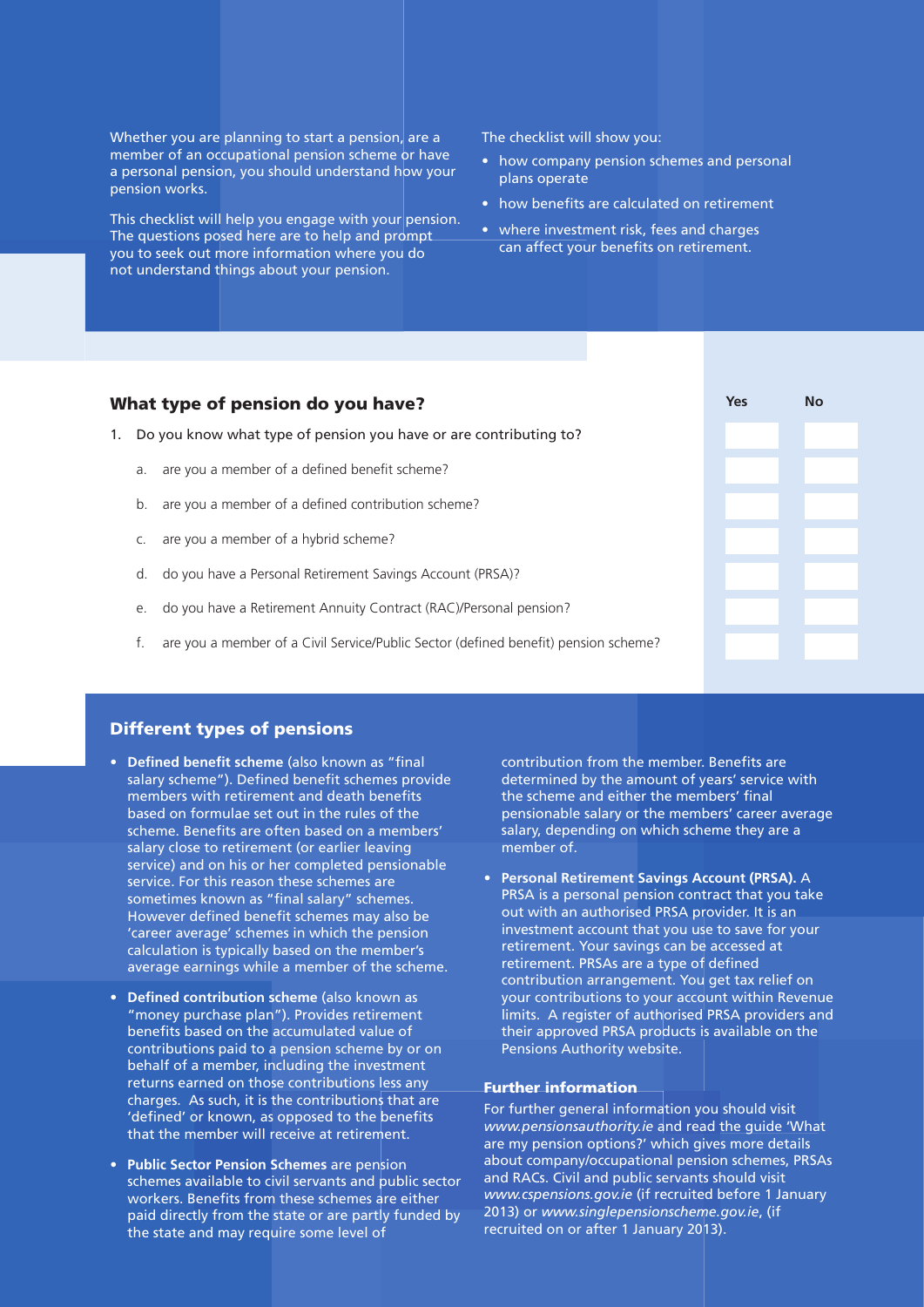Whether you are planning to start a pension, are a member of an occupational pension scheme or have a personal pension, you should understand how your pension works.

This checklist will help you engage with your pension. The questions posed here are to help and prompt you to seek out more information where you do not understand things about your pension.

The checklist will show you:

- how company pension schemes and personal plans operate
- how benefits are calculated on retirement
- where investment risk, fees and charges can affect your benefits on retirement.

## What type of pension do you have?

| | Yes | No |
|---|---|---|
| 1. Do you know what type of pension you have or are contributing to? | | |
| a. are you a member of a defined benefit scheme? | | |
| b. are you a member of a defined contribution scheme? | | |
| c. are you a member of a hybrid scheme? | | |
| d. do you have a Personal Retirement Savings Account (PRSA)? | | |
| e. do you have a Retirement Annuity Contract (RAC)/Personal pension? | | |
| f. are you a member of a Civil Service/Public Sector (defined benefit) pension scheme? | | |

## Different types of pensions

- **Defined benefit scheme** (also known as "final salary scheme"). Defined benefit schemes provide members with retirement and death benefits based on formulae set out in the rules of the scheme. Benefits are often based on a members' salary close to retirement (or earlier leaving service) and on his or her completed pensionable service. For this reason these schemes are sometimes known as "final salary" schemes. However defined benefit schemes may also be 'career average' schemes in which the pension calculation is typically based on the member's average earnings while a member of the scheme.
- **Defined contribution scheme** (also known as "money purchase plan"). Provides retirement benefits based on the accumulated value of contributions paid to a pension scheme by or on behalf of a member, including the investment returns earned on those contributions less any charges. As such, it is the contributions that are 'defined' or known, as opposed to the benefits that the member will receive at retirement.
- **Public Sector Pension Schemes** are pension schemes available to civil servants and public sector workers. Benefits from these schemes are either paid directly from the state or are partly funded by the state and may require some level of contribution from the member. Benefits are determined by the amount of years' service with the scheme and either the members' final pensionable salary or the members' career average salary, depending on which scheme they are a member of.
- **Personal Retirement Savings Account (PRSA).** A PRSA is a personal pension contract that you take out with an authorised PRSA provider. It is an investment account that you use to save for your retirement. Your savings can be accessed at retirement. PRSAs are a type of defined contribution arrangement. You get tax relief on your contributions to your account within Revenue limits. A register of authorised PRSA providers and their approved PRSA products is available on the Pensions Authority website.

### Further information

For further general information you should visit *www.pensionsauthority.ie* and read the guide 'What are my pension options?' which gives more details about company/occupational pension schemes, PRSAs and RACs. Civil and public servants should visit *www.cspensions.gov.ie* (if recruited before 1 January 2013) or *www.singlepensionscheme.gov.ie*, (if recruited on or after 1 January 2013).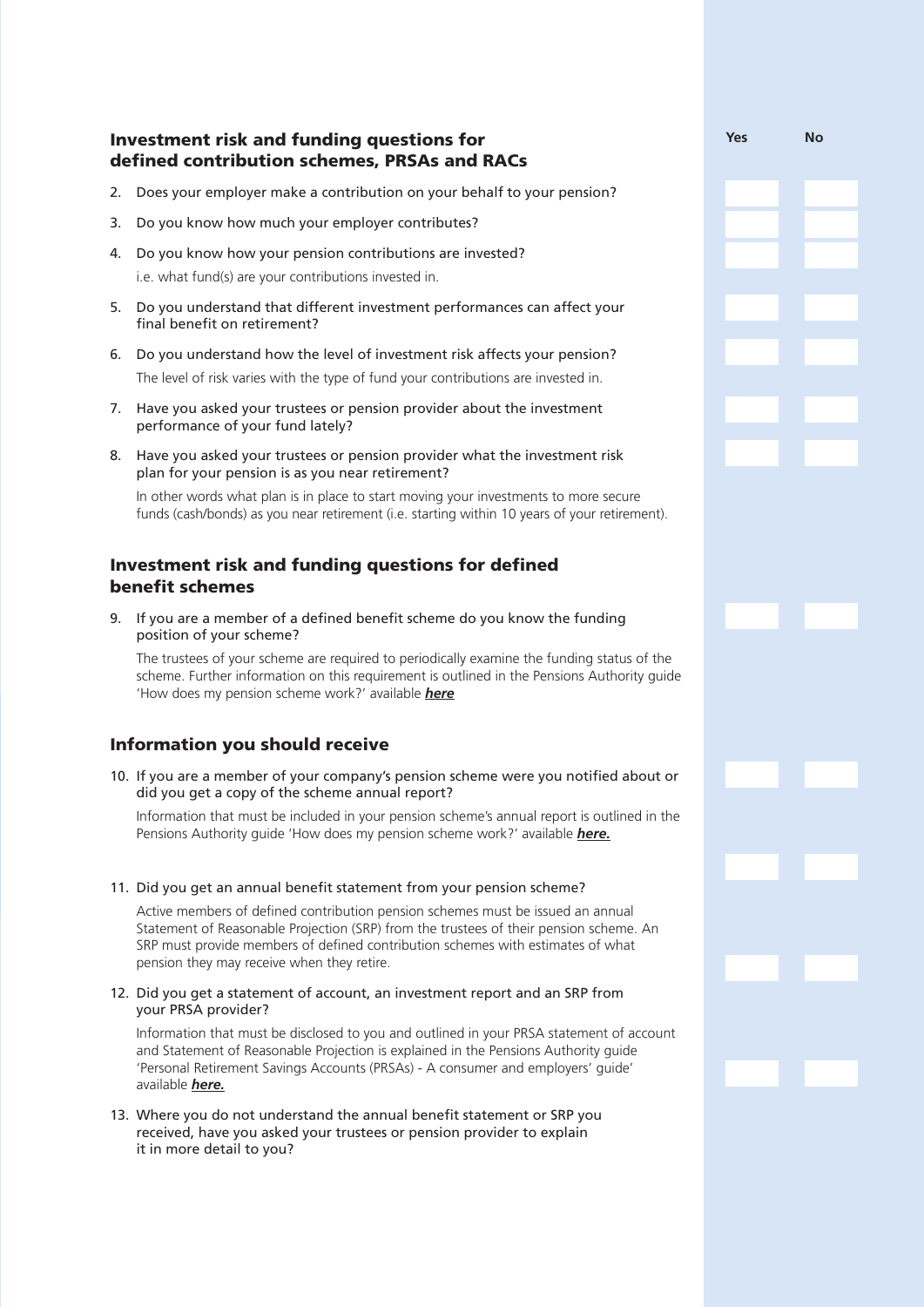## Investment risk and funding questions for defined contribution schemes, PRSAs and RACs

| | Yes | No |
|---|---|---|
| 2. Does your employer make a contribution on your behalf to your pension? | | |
| 3. Do you know how much your employer contributes? | | |
| 4. Do you know how your pension contributions are invested? i.e. what fund(s) are your contributions invested in. | | |
| 5. Do you understand that different investment performances can affect your final benefit on retirement? | | |
| 6. Do you understand how the level of investment risk affects your pension? The level of risk varies with the type of fund your contributions are invested in. | | |
| 7. Have you asked your trustees or pension provider about the investment performance of your fund lately? | | |
| 8. Have you asked your trustees or pension provider what the investment risk plan for your pension is as you near retirement? In other words what plan is in place to start moving your investments to more secure funds (cash/bonds) as you near retirement (i.e. starting within 10 years of your retirement). | | |

## Investment risk and funding questions for defined benefit schemes

| | Yes | No |
|---|---|---|
| 9. If you are a member of a defined benefit scheme do you know the funding position of your scheme? The trustees of your scheme are required to periodically examine the funding status of the scheme. Further information on this requirement is outlined in the Pensions Authority guide 'How does my pension scheme work?' available ***here*** | | |

## Information you should receive

| | Yes | No |
|---|---|---|
| 10. If you are a member of your company's pension scheme were you notified about or did you get a copy of the scheme annual report? Information that must be included in your pension scheme's annual report is outlined in the Pensions Authority guide 'How does my pension scheme work?' available ***here.*** | | |
| 11. Did you get an annual benefit statement from your pension scheme? Active members of defined contribution pension schemes must be issued an annual Statement of Reasonable Projection (SRP) from the trustees of their pension scheme. An SRP must provide members of defined contribution schemes with estimates of what pension they may receive when they retire. | | |
| 12. Did you get a statement of account, an investment report and an SRP from your PRSA provider? Information that must be disclosed to you and outlined in your PRSA statement of account and Statement of Reasonable Projection is explained in the Pensions Authority guide 'Personal Retirement Savings Accounts (PRSAs) - A consumer and employers' guide' available ***here.*** | | |
| 13. Where you do not understand the annual benefit statement or SRP you received, have you asked your trustees or pension provider to explain it in more detail to you? | | |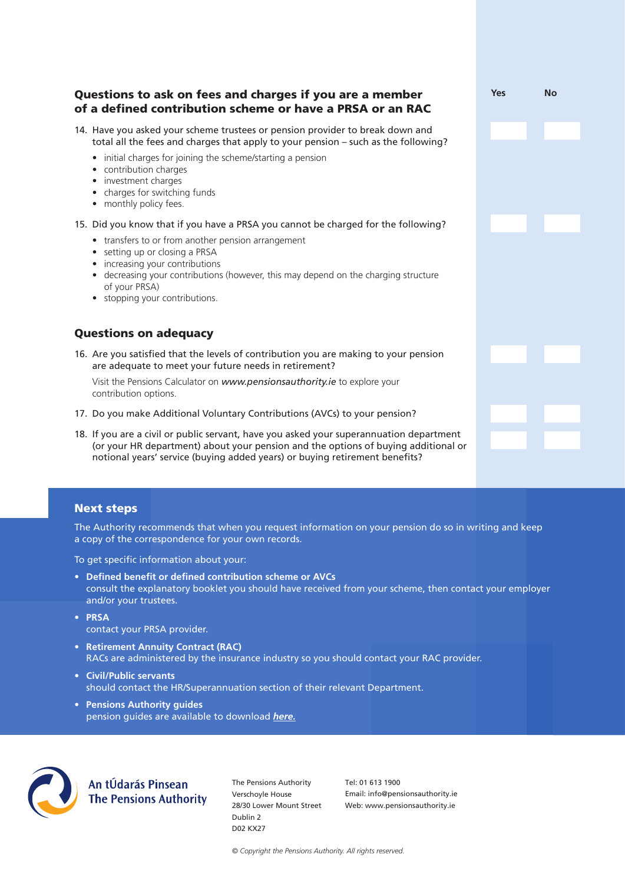## Questions to ask on fees and charges if you are a member of a defined contribution scheme or have a PRSA or an RAC

Yes No

14. Have you asked your scheme trustees or pension provider to break down and total all the fees and charges that apply to your pension – such as the following?
    - initial charges for joining the scheme/starting a pension
    - contribution charges
    - investment charges
    - charges for switching funds
    - monthly policy fees.

15. Did you know that if you have a PRSA you cannot be charged for the following?
    - transfers to or from another pension arrangement
    - setting up or closing a PRSA
    - increasing your contributions
    - decreasing your contributions (however, this may depend on the charging structure of your PRSA)
    - stopping your contributions.

## Questions on adequacy

16. Are you satisfied that the levels of contribution you are making to your pension are adequate to meet your future needs in retirement?

    Visit the Pensions Calculator on *www.pensionsauthority.ie* to explore your contribution options.

17. Do you make Additional Voluntary Contributions (AVCs) to your pension?

18. If you are a civil or public servant, have you asked your superannuation department (or your HR department) about your pension and the options of buying additional or notional years' service (buying added years) or buying retirement benefits?

## Next steps

The Authority recommends that when you request information on your pension do so in writing and keep a copy of the correspondence for your own records.

To get specific information about your:

- **Defined benefit or defined contribution scheme or AVCs**
  consult the explanatory booklet you should have received from your scheme, then contact your employer and/or your trustees.
- **PRSA**
  contact your PRSA provider.
- **Retirement Annuity Contract (RAC)**
  RACs are administered by the insurance industry so you should contact your RAC provider.
- **Civil/Public servants**
  should contact the HR/Superannuation section of their relevant Department.
- **Pensions Authority guides**
  pension guides are available to download ***here.***

An tÚdarás Pinsean
The Pensions Authority

The Pensions Authority
Verschoyle House
28/30 Lower Mount Street
Dublin 2
D02 KX27

Tel: 01 613 1900
Email: info@pensionsauthority.ie
Web: www.pensionsauthority.ie

*© Copyright the Pensions Authority. All rights reserved.*